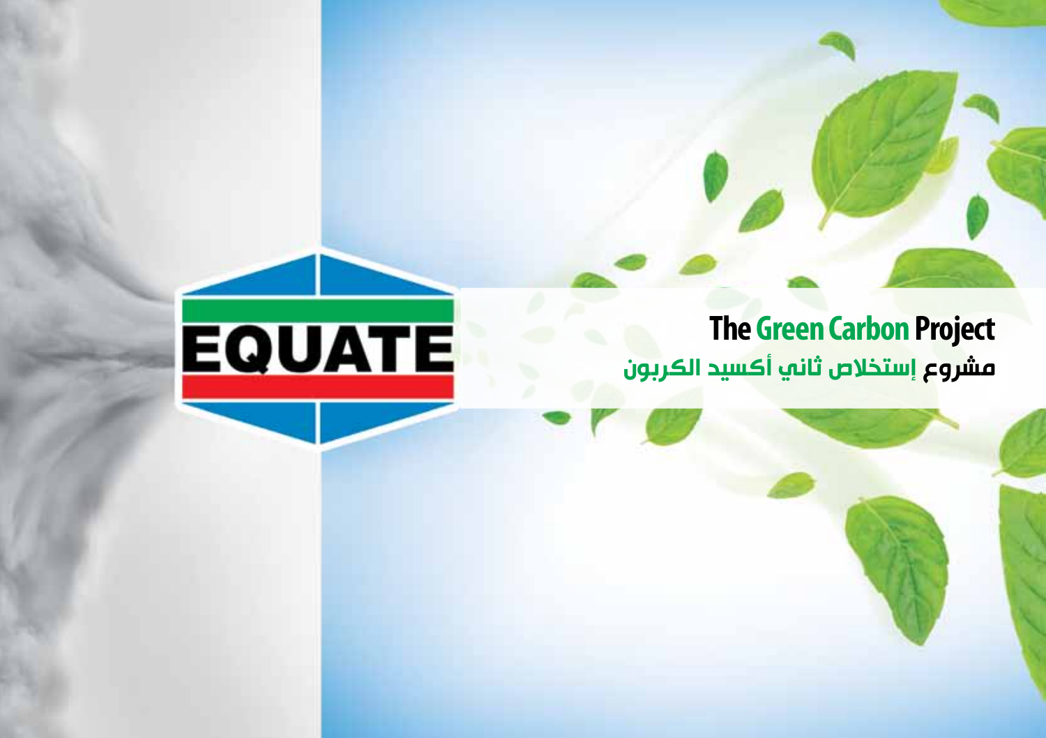EQUATE

# The Green Carbon Project

## مشروع إستخلاص ثاني أكسيد الكربون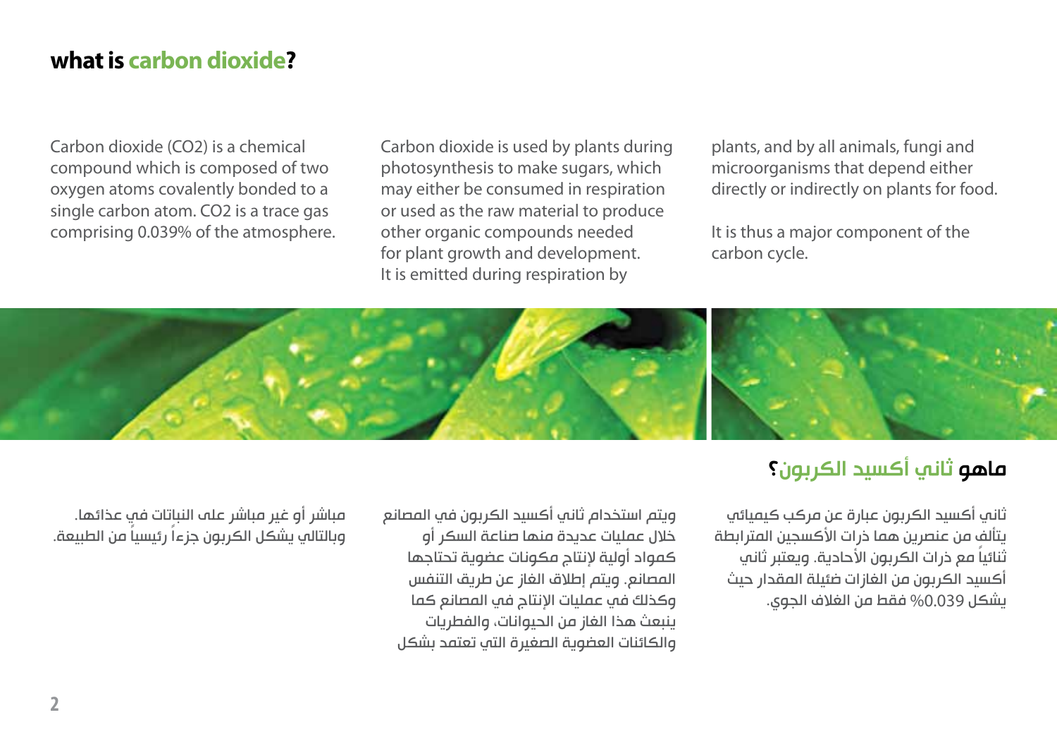## what is carbon dioxide?

Carbon dioxide ($CO_2$) is a chemical compound which is composed of two oxygen atoms covalently bonded to a single carbon atom. $CO_2$ is a trace gas comprising 0.039% of the atmosphere.

Carbon dioxide is used by plants during photosynthesis to make sugars, which may either be consumed in respiration or used as the raw material to produce other organic compounds needed for plant growth and development. It is emitted during respiration by plants, and by all animals, fungi and microorganisms that depend either directly or indirectly on plants for food.

It is thus a major component of the carbon cycle.

## ماهو ثاني أكسيد الكربون؟

ثاني أكسيد الكربون عبارة عن مركب كيميائي يتألف من عنصرين هما ذرات الأكسجين المترابطة ثنائياً مع ذرات الكربون الأحادية. ويعتبر ثاني أكسيد الكربون من الغازات ضئيلة المقدار حيث يشكل 0.039% فقط من الغلاف الجوي.

ويتم استخدام ثاني أكسيد الكربون في المصانع خلال عمليات عديدة منها صناعة السكر أو كمواد أولية لإنتاج مكونات عضوية تحتاجها المصانع. ويتم إطلاق الغاز عن طريق التنفس وكذلك في عمليات الإنتاج في المصانع كما ينبعث هذا الغاز من الحيوانات، والفطريات والكائنات العضوية الصغيرة التي تعتمد بشكل مباشر أو غير مباشر على النباتات في غذائها. وبالتالي يشكل الكربون جزءاً رئيسياً من الطبيعة.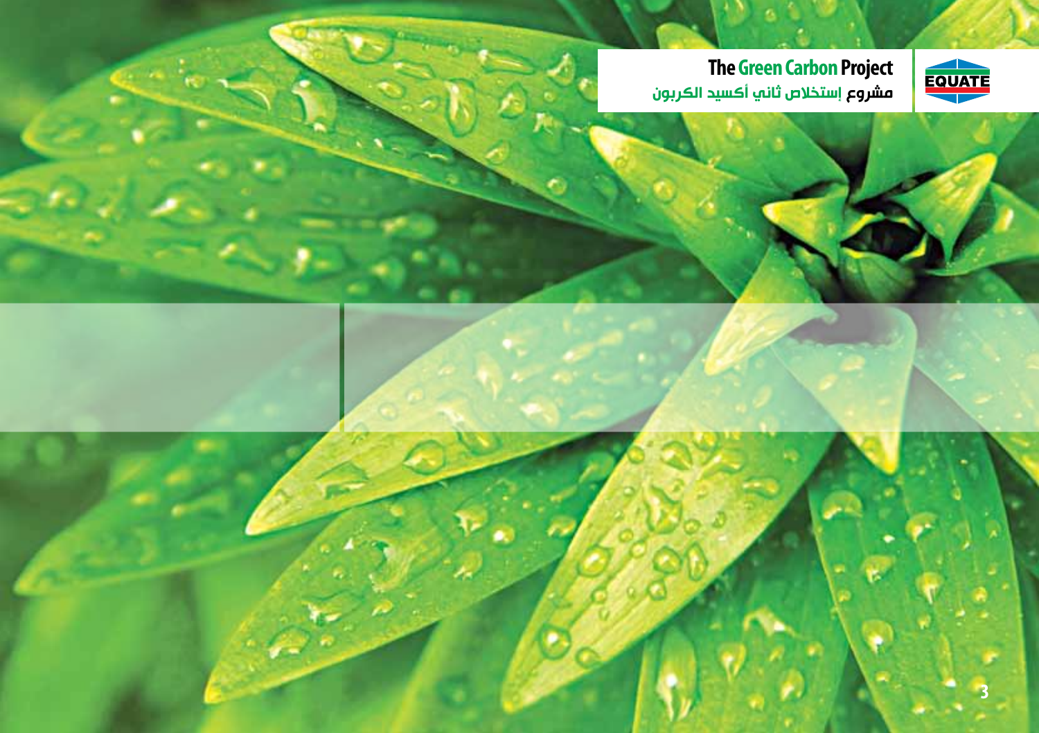**The Green Carbon Project**

مشروع إستخلاص ثاني أكسيد الكربون

EQUATE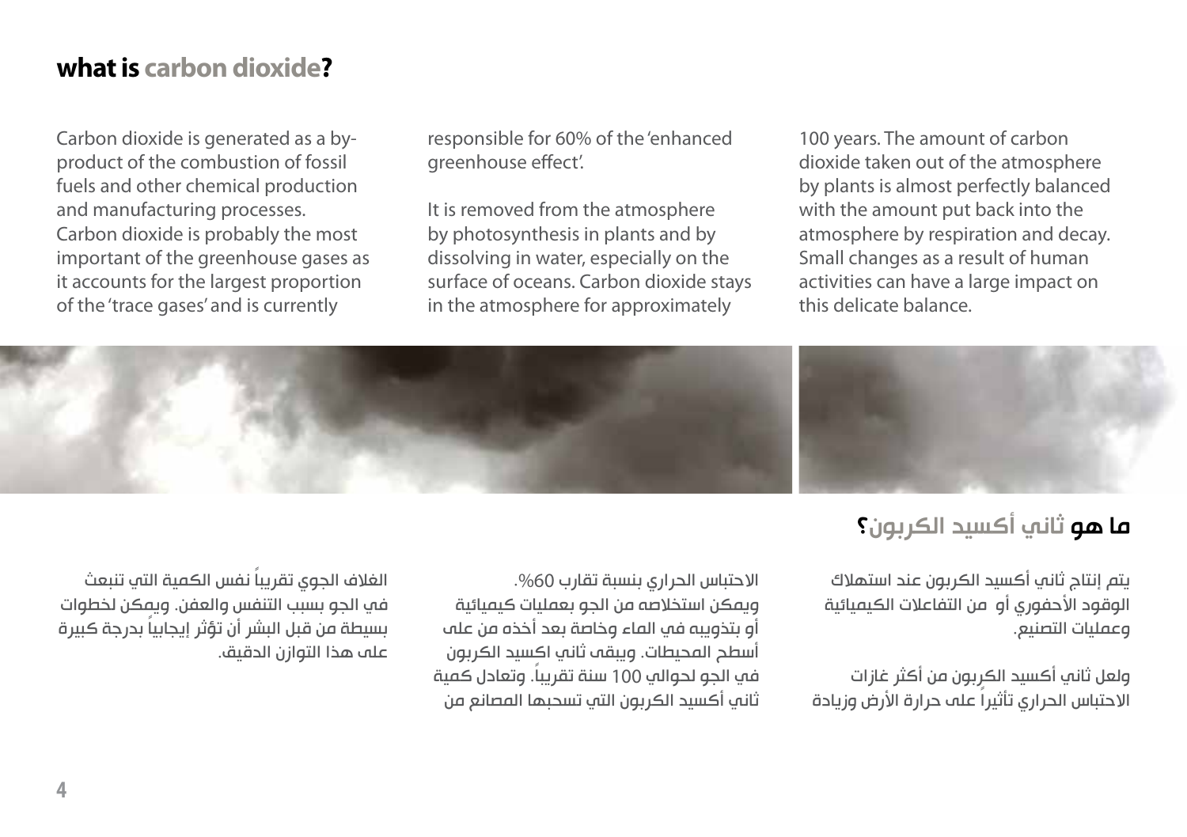## what is carbon dioxide?

Carbon dioxide is generated as a by-product of the combustion of fossil fuels and other chemical production and manufacturing processes. Carbon dioxide is probably the most important of the greenhouse gases as it accounts for the largest proportion of the 'trace gases' and is currently responsible for 60% of the 'enhanced greenhouse effect'.

It is removed from the atmosphere by photosynthesis in plants and by dissolving in water, especially on the surface of oceans. Carbon dioxide stays in the atmosphere for approximately 100 years. The amount of carbon dioxide taken out of the atmosphere by plants is almost perfectly balanced with the amount put back into the atmosphere by respiration and decay. Small changes as a result of human activities can have a large impact on this delicate balance.

## ما هو ثاني أكسيد الكربون؟

يتم إنتاج ثاني أكسيد الكربون عند استهلاك الوقود الأحفوري أو من التفاعلات الكيميائية وعمليات التصنيع.

ولعل ثاني أكسيد الكربون من أكثر غازات الاحتباس الحراري تأثيراً على حرارة الأرض وزيادة الاحتباس الحراري بنسبة تقارب 60%.
ويمكن استخلاصه من الجو بعمليات كيميائية أو بتذويبه في الماء وخاصة بعد أخذه من على أسطح المحيطات. ويبقى ثاني اكسيد الكربون في الجو لحوالي 100 سنة تقريباً. وتعادل كمية ثاني أكسيد الكربون التي تسحبها المصانع من الغلاف الجوي تقريباً نفس الكمية التي تنبعث في الجو بسبب التنفس والعفن. ويمكن لخطوات بسيطة من قبل البشر أن تؤثر إيجابياً بدرجة كبيرة على هذا التوازن الدقيق.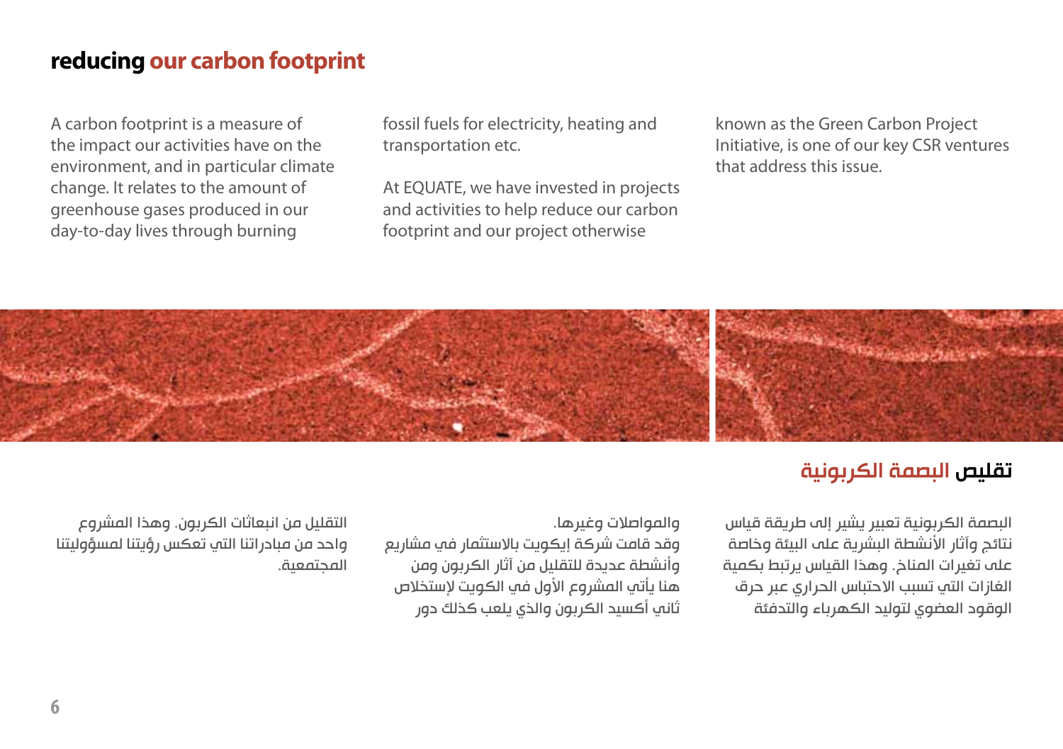## reducing our carbon footprint

A carbon footprint is a measure of the impact our activities have on the environment, and in particular climate change. It relates to the amount of greenhouse gases produced in our day-to-day lives through burning fossil fuels for electricity, heating and transportation etc.

At EQUATE, we have invested in projects and activities to help reduce our carbon footprint and our project otherwise known as the Green Carbon Project Initiative, is one of our key CSR ventures that address this issue.

## تقليص البصمة الكربونية

البصمة الكربونية تعبير يشير إلى طريقة قياس نتائج وآثار الأنشطة البشرية على البيئة وخاصة على تغيرات المناخ. وهذا القياس يرتبط بكمية الغازات التي تسبب الاحتباس الحراري عبر حرق الوقود العضوي لتوليد الكهرباء والتدفئة والمواصلات وغيرها.

وقد قامت شركة إيكويت بالاستثمار في مشاريع وأنشطة عديدة للتقليل من آثار الكربون ومن هنا يأتي المشروع الأول في الكويت لإستخلاص ثاني أكسيد الكربون والذي يلعب كذلك دور التقليل من انبعاثات الكربون. وهذا المشروع واحد من مبادراتنا التي تعكس رؤيتنا لمسؤوليتنا المجتمعية.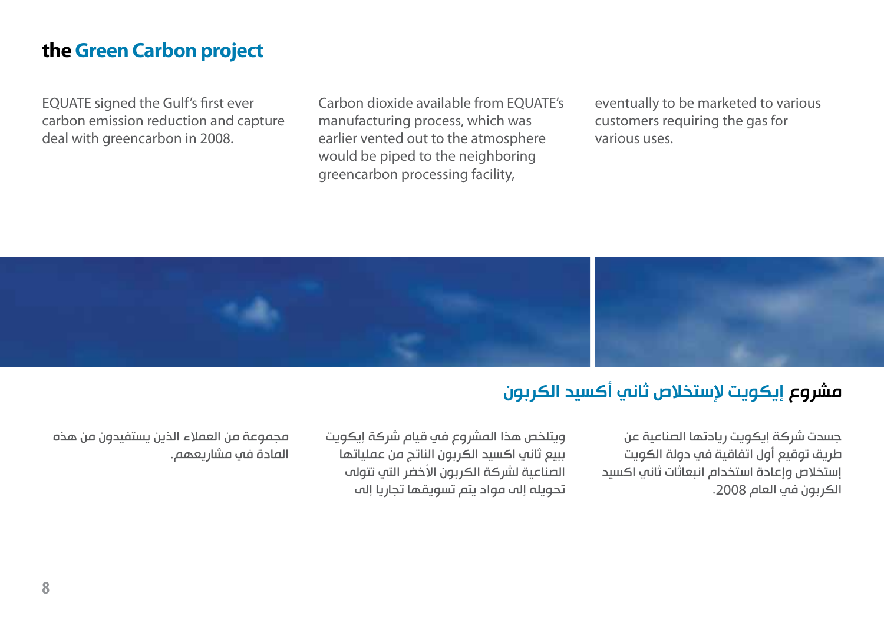## the Green Carbon project

EQUATE signed the Gulf's first ever carbon emission reduction and capture deal with greencarbon in 2008.

Carbon dioxide available from EQUATE's manufacturing process, which was earlier vented out to the atmosphere would be piped to the neighboring greencarbon processing facility, eventually to be marketed to various customers requiring the gas for various uses.

## مشروع إيكويت لإستخلاص ثاني أكسيد الكربون

جسدت شركة إيكويت ريادتها الصناعية عن طريق توقيع أول اتفاقية في دولة الكويت إستخلاص وإعادة استخدام انبعاثات ثاني اكسيد الكربون في العام 2008.

ويتلخص هذا المشروع في قيام شركة إيكويت ببيع ثاني اكسيد الكربون الناتج من عملياتها الصناعية لشركة الكربون الأخضر التي تتولى تحويله إلى مواد يتم تسويقها تجاريا إلى مجموعة من العملاء الذين يستفيدون من هذه المادة في مشاريعهم.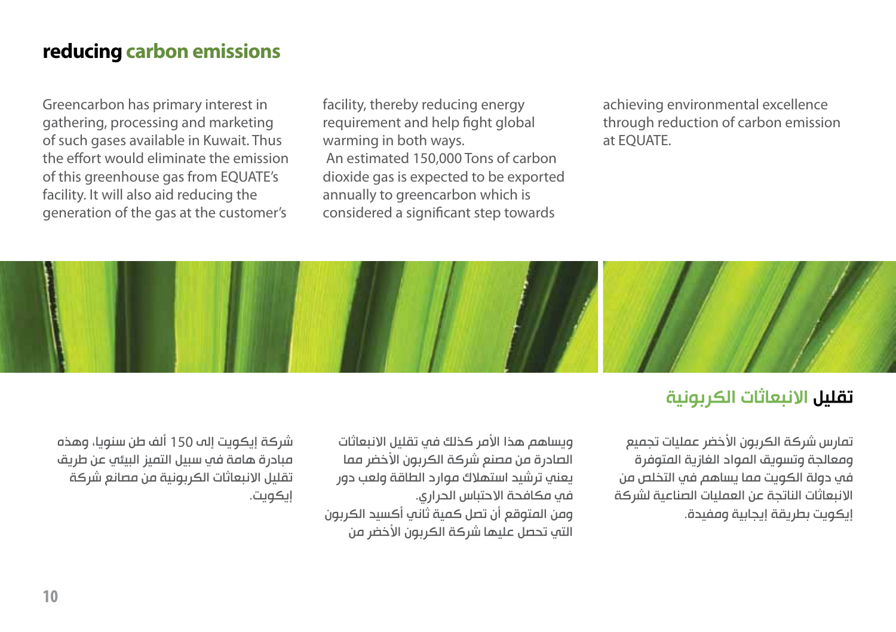## reducing carbon emissions

Greencarbon has primary interest in gathering, processing and marketing of such gases available in Kuwait. Thus the effort would eliminate the emission of this greenhouse gas from EQUATE's facility. It will also aid reducing the generation of the gas at the customer's facility, thereby reducing energy requirement and help fight global warming in both ways.

An estimated 150,000 Tons of carbon dioxide gas is expected to be exported annually to greencarbon which is considered a significant step towards achieving environmental excellence through reduction of carbon emission at EQUATE.

## تقليل الانبعاثات الكربونية

تمارس شركة الكربون الأخضر عمليات تجميع ومعالجة وتسويق المواد الغازية المتوفرة في دولة الكويت مما يساهم في التخلص من الانبعاثات الناتجة عن العمليات الصناعية لشركة إيكويت بطريقة إيجابية ومفيدة.

ويساهم هذا الأمر كذلك في تقليل الانبعاثات الصادرة من مصنع شركة الكربون الأخضر مما يعني ترشيد استهلاك موارد الطاقة ولعب دور في مكافحة الاحتباس الحراري.

ومن المتوقع أن تصل كمية ثاني أكسيد الكربون التي تحصل عليها شركة الكربون الأخضر من شركة إيكويت إلى 150 ألف طن سنويا، وهذه مبادرة هامة في سبيل التميز البيئي عن طريق تقليل الانبعاثات الكربونية من مصانع شركة إيكويت.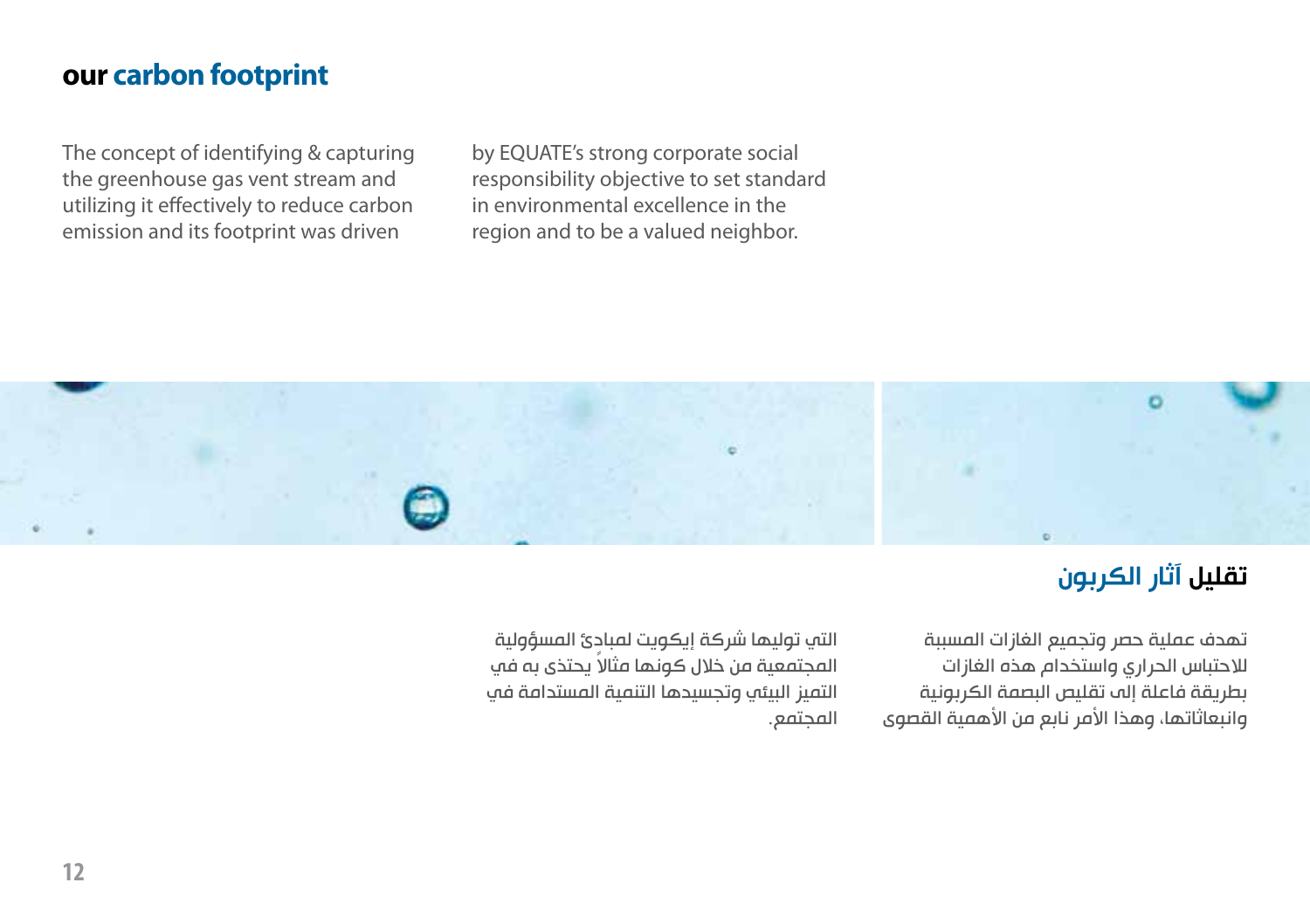## our carbon footprint

The concept of identifying & capturing the greenhouse gas vent stream and utilizing it effectively to reduce carbon emission and its footprint was driven by EQUATE's strong corporate social responsibility objective to set standard in environmental excellence in the region and to be a valued neighbor.

## تقليل آثار الكربون

تهدف عملية حصر وتجميع الغازات المسببة للاحتباس الحراري واستخدام هذه الغازات بطريقة فاعلة إلى تقليص البصمة الكربونية وانبعاثاتها، وهذا الأمر نابع من الأهمية القصوى التي توليها شركة إيكويت لمبادئ المسؤولية المجتمعية من خلال كونها مثالاً يحتذى به في التميز البيئي وتجسيدها التنمية المستدامة في المجتمع.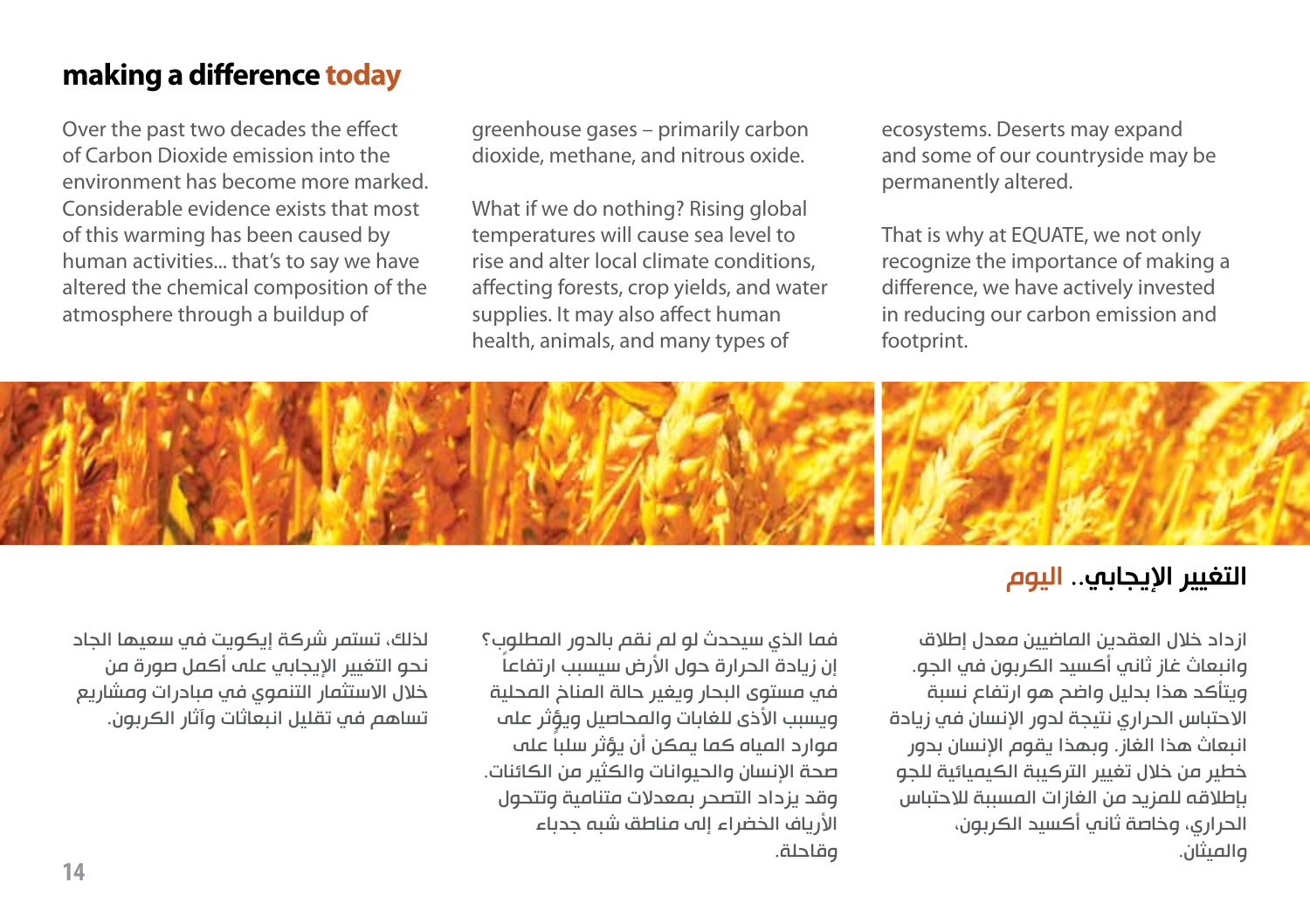## making a difference today

Over the past two decades the effect of Carbon Dioxide emission into the environment has become more marked. Considerable evidence exists that most of this warming has been caused by human activities... that's to say we have altered the chemical composition of the atmosphere through a buildup of greenhouse gases – primarily carbon dioxide, methane, and nitrous oxide.

What if we do nothing? Rising global temperatures will cause sea level to rise and alter local climate conditions, affecting forests, crop yields, and water supplies. It may also affect human health, animals, and many types of ecosystems. Deserts may expand and some of our countryside may be permanently altered.

That is why at EQUATE, we not only recognize the importance of making a difference, we have actively invested in reducing our carbon emission and footprint.

## التغيير الإيجابي.. اليوم

ازداد خلال العقدين الماضيين معدل إطلاق وانبعاث غاز ثاني أكسيد الكربون في الجو. ويتأكد هذا بدليل واضح هو ارتفاع نسبة الاحتباس الحراري نتيجة لدور الإنسان في زيادة انبعاث هذا الغاز. وبهذا يقوم الإنسان بدور خطير من خلال تغيير التركيبة الكيميائية للجو بإطلاقه للمزيد من الغازات المسببة للاحتباس الحراري، وخاصة ثاني أكسيد الكربون، والميثان.

فما الذي سيحدث لو لم نقم بالدور المطلوب؟ إن زيادة الحرارة حول الأرض سيسبب ارتفاعاً في مستوى البحار ويغير حالة المناخ المحلية ويسبب الأذى للغابات والمحاصيل ويؤثر على موارد المياه كما يمكن أن يؤثر سلباً على صحة الإنسان والحيوانات والكثير من الكائنات. وقد يزداد التصحر بمعدلات متنامية وتتحول الأرياف الخضراء إلى مناطق شبه جدباء وقاحلة.

لذلك، تستمر شركة إيكويت في سعيها الجاد نحو التغيير الإيجابي على أكمل صورة من خلال الاستثمار التنموي في مبادرات ومشاريع تساهم في تقليل انبعاثات وآثار الكربون.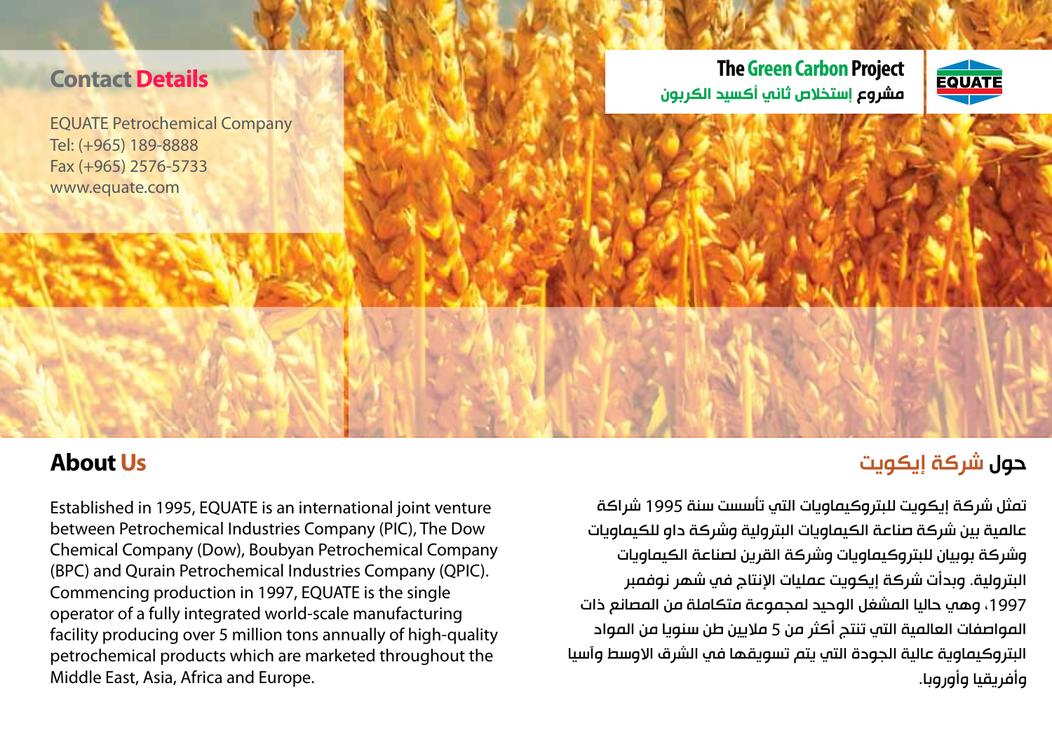## Contact Details

EQUATE Petrochemical Company
Tel: (+965) 189-8888
Fax (+965) 2576-5733
www.equate.com

**The Green Carbon Project**
**مشروع إستخلاص ثاني أكسيد الكربون**

EQUATE

## About Us

Established in 1995, EQUATE is an international joint venture between Petrochemical Industries Company (PIC), The Dow Chemical Company (Dow), Boubyan Petrochemical Company (BPC) and Qurain Petrochemical Industries Company (QPIC). Commencing production in 1997, EQUATE is the single operator of a fully integrated world-scale manufacturing facility producing over 5 million tons annually of high-quality petrochemical products which are marketed throughout the Middle East, Asia, Africa and Europe.

## حول شركة إيكويت

تمثل شركة إيكويت للبتروكيماويات التي تأسست سنة 1995 شراكة عالمية بين شركة صناعة الكيماويات البترولية وشركة داو للكيماويات وشركة بوبيان للبتروكيماويات وشركة القرين لصناعة الكيماويات البترولية. وبدأت شركة إيكويت عمليات الإنتاج في شهر نوفمبر 1997، وهي حاليا المشغل الوحيد لمجموعة متكاملة من المصانع ذات المواصفات العالمية التي تنتج أكثر من 5 ملايين طن سنويا من المواد البتروكيماوية عالية الجودة التي يتم تسويقها في الشرق الاوسط وآسيا وأفريقيا وأوروبا.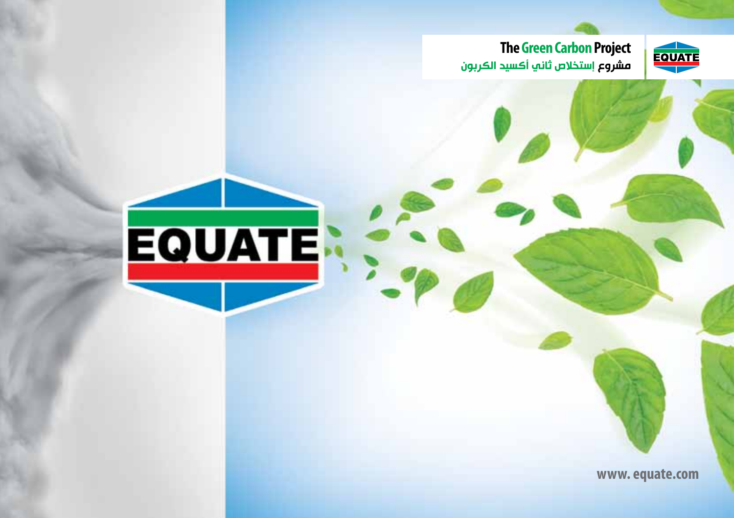**The Green Carbon Project**

**مشروع إستخلاص ثاني أكسيد الكربون**

EQUATE

www. equate.com